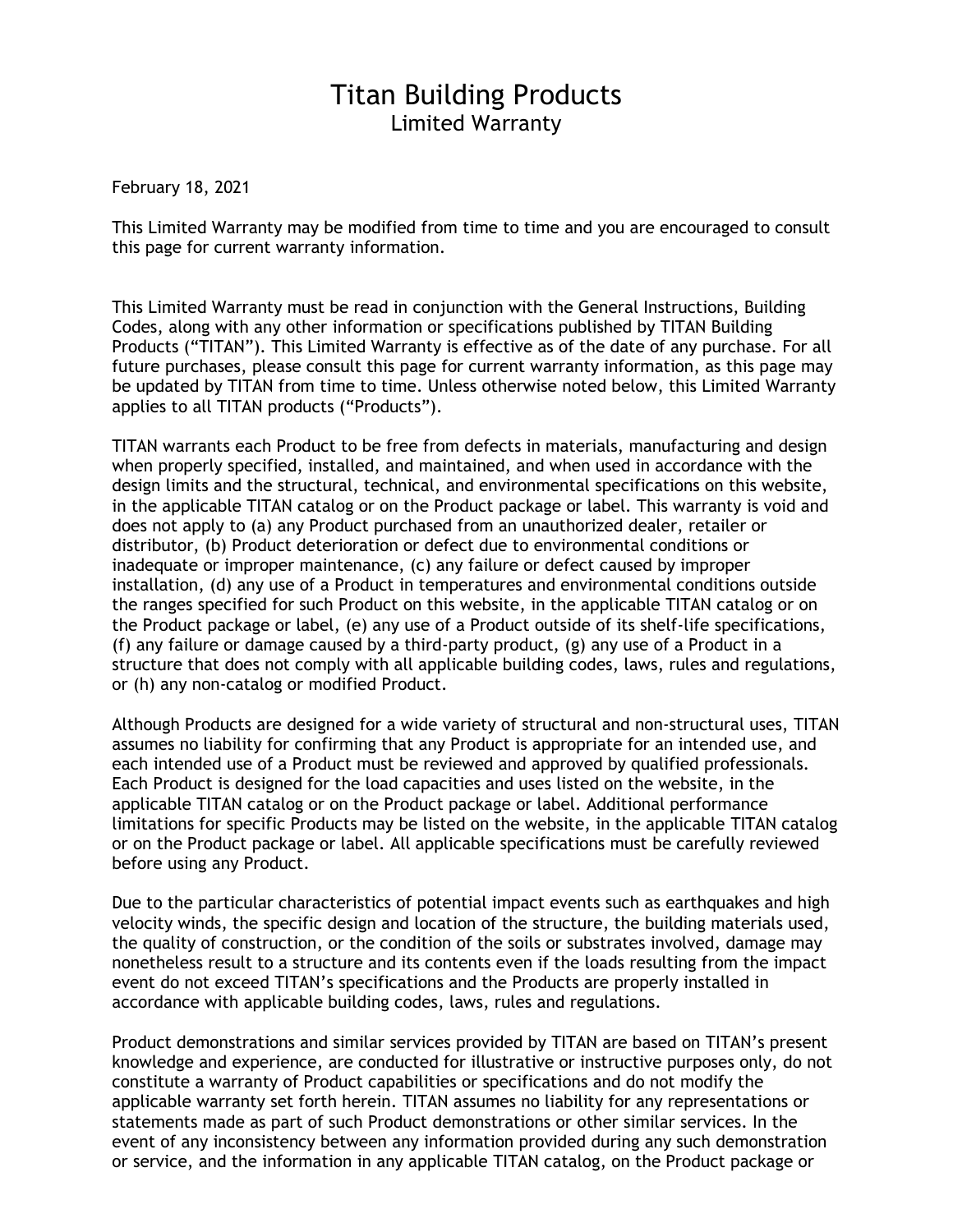# Titan Building Products

## Limited Warranty

February 18, 2021

This Limited Warranty may be modified from time to time and you are encouraged to consult this page for current warranty information.

This Limited Warranty must be read in conjunction with the General Instructions, Building Codes, along with any other information or specifications published by TITAN Building Products ("TITAN"). This Limited Warranty is effective as of the date of any purchase. For all future purchases, please consult this page for current warranty information, as this page may be updated by TITAN from time to time. Unless otherwise noted below, this Limited Warranty applies to all TITAN products ("Products").

TITAN warrants each Product to be free from defects in materials, manufacturing and design when properly specified, installed, and maintained, and when used in accordance with the design limits and the structural, technical, and environmental specifications on this website, in the applicable TITAN catalog or on the Product package or label. This warranty is void and does not apply to (a) any Product purchased from an unauthorized dealer, retailer or distributor, (b) Product deterioration or defect due to environmental conditions or inadequate or improper maintenance, (c) any failure or defect caused by improper installation, (d) any use of a Product in temperatures and environmental conditions outside the ranges specified for such Product on this website, in the applicable TITAN catalog or on the Product package or label, (e) any use of a Product outside of its shelf-life specifications, (f) any failure or damage caused by a third-party product, (g) any use of a Product in a structure that does not comply with all applicable building codes, laws, rules and regulations, or (h) any non-catalog or modified Product.

Although Products are designed for a wide variety of structural and non-structural uses, TITAN assumes no liability for confirming that any Product is appropriate for an intended use, and each intended use of a Product must be reviewed and approved by qualified professionals. Each Product is designed for the load capacities and uses listed on the website, in the applicable TITAN catalog or on the Product package or label. Additional performance limitations for specific Products may be listed on the website, in the applicable TITAN catalog or on the Product package or label. All applicable specifications must be carefully reviewed before using any Product.

Due to the particular characteristics of potential impact events such as earthquakes and high velocity winds, the specific design and location of the structure, the building materials used, the quality of construction, or the condition of the soils or substrates involved, damage may nonetheless result to a structure and its contents even if the loads resulting from the impact event do not exceed TITAN's specifications and the Products are properly installed in accordance with applicable building codes, laws, rules and regulations.

Product demonstrations and similar services provided by TITAN are based on TITAN's present knowledge and experience, are conducted for illustrative or instructive purposes only, do not constitute a warranty of Product capabilities or specifications and do not modify the applicable warranty set forth herein. TITAN assumes no liability for any representations or statements made as part of such Product demonstrations or other similar services. In the event of any inconsistency between any information provided during any such demonstration or service, and the information in any applicable TITAN catalog, on the Product package or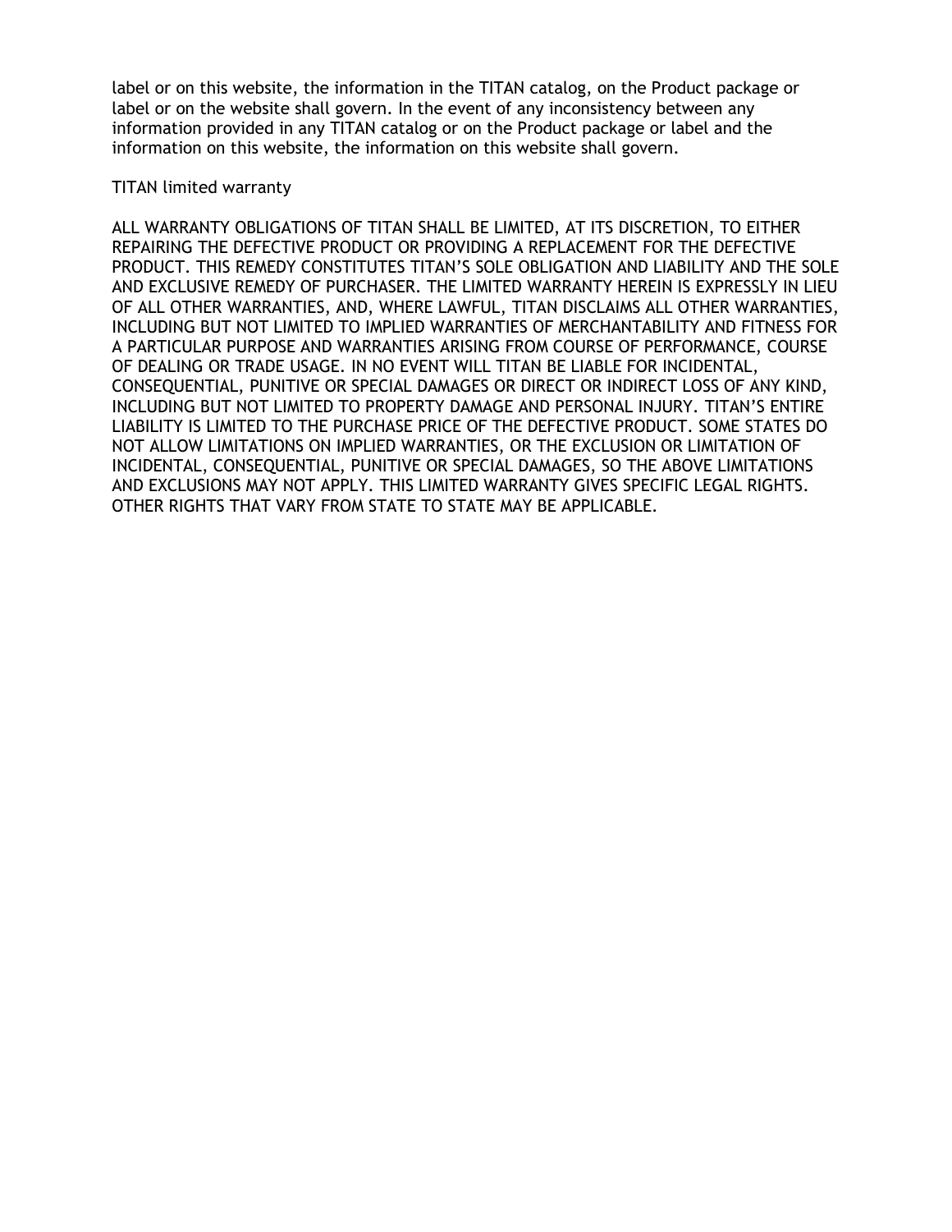label or on this website, the information in the TITAN catalog, on the Product package or label or on the website shall govern. In the event of any inconsistency between any information provided in any TITAN catalog or on the Product package or label and the information on this website, the information on this website shall govern.

TITAN limited warranty

ALL WARRANTY OBLIGATIONS OF TITAN SHALL BE LIMITED, AT ITS DISCRETION, TO EITHER REPAIRING THE DEFECTIVE PRODUCT OR PROVIDING A REPLACEMENT FOR THE DEFECTIVE PRODUCT. THIS REMEDY CONSTITUTES TITAN'S SOLE OBLIGATION AND LIABILITY AND THE SOLE AND EXCLUSIVE REMEDY OF PURCHASER. THE LIMITED WARRANTY HEREIN IS EXPRESSLY IN LIEU OF ALL OTHER WARRANTIES, AND, WHERE LAWFUL, TITAN DISCLAIMS ALL OTHER WARRANTIES, INCLUDING BUT NOT LIMITED TO IMPLIED WARRANTIES OF MERCHANTABILITY AND FITNESS FOR A PARTICULAR PURPOSE AND WARRANTIES ARISING FROM COURSE OF PERFORMANCE, COURSE OF DEALING OR TRADE USAGE. IN NO EVENT WILL TITAN BE LIABLE FOR INCIDENTAL, CONSEQUENTIAL, PUNITIVE OR SPECIAL DAMAGES OR DIRECT OR INDIRECT LOSS OF ANY KIND, INCLUDING BUT NOT LIMITED TO PROPERTY DAMAGE AND PERSONAL INJURY. TITAN'S ENTIRE LIABILITY IS LIMITED TO THE PURCHASE PRICE OF THE DEFECTIVE PRODUCT. SOME STATES DO NOT ALLOW LIMITATIONS ON IMPLIED WARRANTIES, OR THE EXCLUSION OR LIMITATION OF INCIDENTAL, CONSEQUENTIAL, PUNITIVE OR SPECIAL DAMAGES, SO THE ABOVE LIMITATIONS AND EXCLUSIONS MAY NOT APPLY. THIS LIMITED WARRANTY GIVES SPECIFIC LEGAL RIGHTS. OTHER RIGHTS THAT VARY FROM STATE TO STATE MAY BE APPLICABLE.